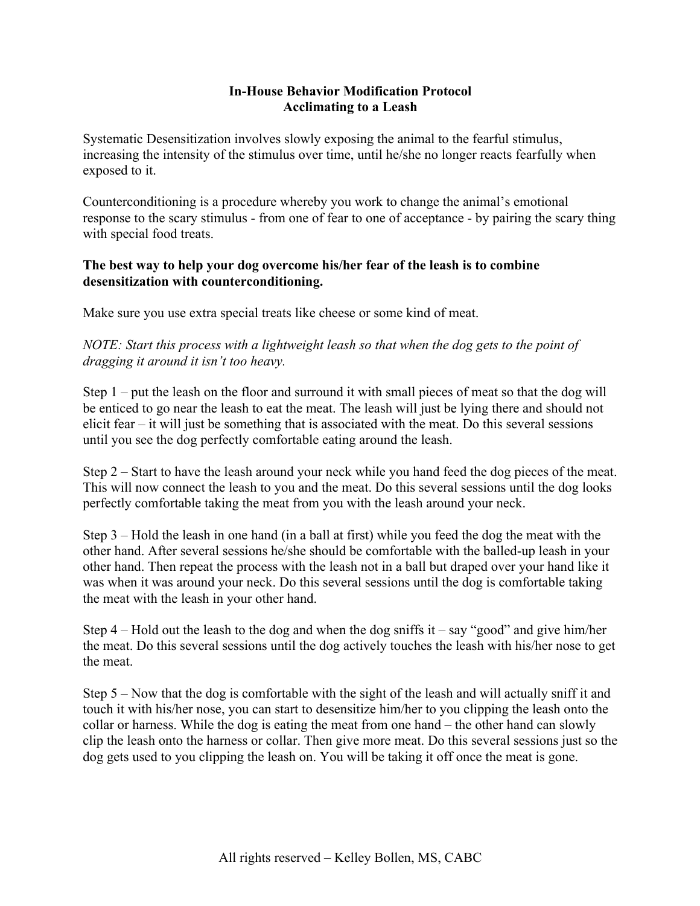# In-House Behavior Modification Protocol
## Acclimating to a Leash

Systematic Desensitization involves slowly exposing the animal to the fearful stimulus, increasing the intensity of the stimulus over time, until he/she no longer reacts fearfully when exposed to it.

Counterconditioning is a procedure whereby you work to change the animal's emotional response to the scary stimulus - from one of fear to one of acceptance - by pairing the scary thing with special food treats.

**The best way to help your dog overcome his/her fear of the leash is to combine desensitization with counterconditioning.**

Make sure you use extra special treats like cheese or some kind of meat.

*NOTE: Start this process with a lightweight leash so that when the dog gets to the point of dragging it around it isn't too heavy.*

Step 1 – put the leash on the floor and surround it with small pieces of meat so that the dog will be enticed to go near the leash to eat the meat. The leash will just be lying there and should not elicit fear – it will just be something that is associated with the meat. Do this several sessions until you see the dog perfectly comfortable eating around the leash.

Step 2 – Start to have the leash around your neck while you hand feed the dog pieces of the meat. This will now connect the leash to you and the meat. Do this several sessions until the dog looks perfectly comfortable taking the meat from you with the leash around your neck.

Step 3 – Hold the leash in one hand (in a ball at first) while you feed the dog the meat with the other hand. After several sessions he/she should be comfortable with the balled-up leash in your other hand. Then repeat the process with the leash not in a ball but draped over your hand like it was when it was around your neck. Do this several sessions until the dog is comfortable taking the meat with the leash in your other hand.

Step 4 – Hold out the leash to the dog and when the dog sniffs it – say "good" and give him/her the meat. Do this several sessions until the dog actively touches the leash with his/her nose to get the meat.

Step 5 – Now that the dog is comfortable with the sight of the leash and will actually sniff it and touch it with his/her nose, you can start to desensitize him/her to you clipping the leash onto the collar or harness. While the dog is eating the meat from one hand – the other hand can slowly clip the leash onto the harness or collar. Then give more meat. Do this several sessions just so the dog gets used to you clipping the leash on. You will be taking it off once the meat is gone.

All rights reserved – Kelley Bollen, MS, CABC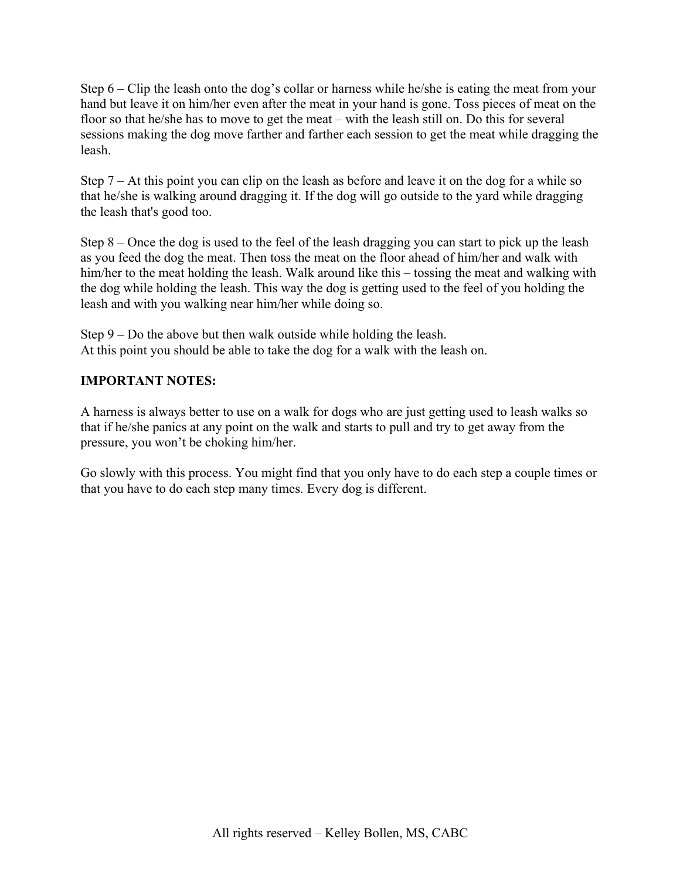Step 6 – Clip the leash onto the dog's collar or harness while he/she is eating the meat from your hand but leave it on him/her even after the meat in your hand is gone. Toss pieces of meat on the floor so that he/she has to move to get the meat – with the leash still on. Do this for several sessions making the dog move farther and farther each session to get the meat while dragging the leash.

Step 7 – At this point you can clip on the leash as before and leave it on the dog for a while so that he/she is walking around dragging it. If the dog will go outside to the yard while dragging the leash that's good too.

Step 8 – Once the dog is used to the feel of the leash dragging you can start to pick up the leash as you feed the dog the meat. Then toss the meat on the floor ahead of him/her and walk with him/her to the meat holding the leash. Walk around like this – tossing the meat and walking with the dog while holding the leash. This way the dog is getting used to the feel of you holding the leash and with you walking near him/her while doing so.

Step 9 – Do the above but then walk outside while holding the leash.
At this point you should be able to take the dog for a walk with the leash on.

**IMPORTANT NOTES:**

A harness is always better to use on a walk for dogs who are just getting used to leash walks so that if he/she panics at any point on the walk and starts to pull and try to get away from the pressure, you won't be choking him/her.

Go slowly with this process. You might find that you only have to do each step a couple times or that you have to do each step many times. Every dog is different.

All rights reserved – Kelley Bollen, MS, CABC